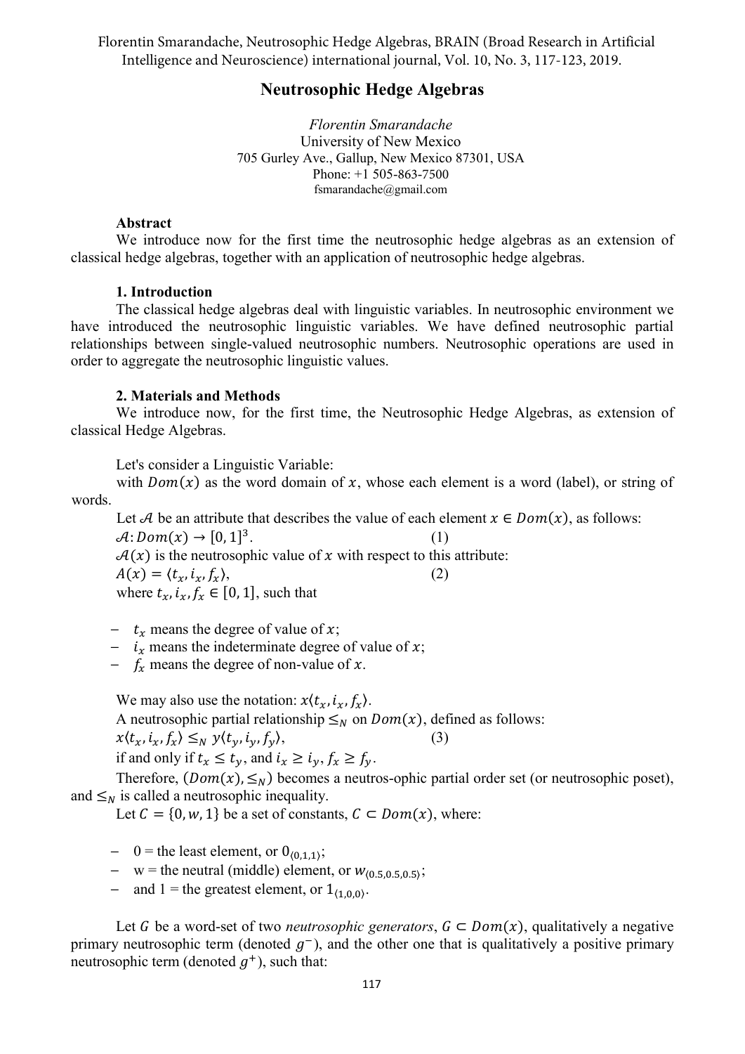Florentin Smarandache, Neutrosophic Hedge Algebras, BRAIN (Broad Research in Artificial Intelligence and Neuroscience) international journal, Vol. 10, No. 3, 117-123, 2019.

# Neutrosophic Hedge Algebras

*Florentin Smarandache*
University of New Mexico
705 Gurley Ave., Gallup, New Mexico 87301, USA
Phone: +1 505-863-7500
fsmarandache@gmail.com

**Abstract**

We introduce now for the first time the neutrosophic hedge algebras as an extension of classical hedge algebras, together with an application of neutrosophic hedge algebras.

## 1. Introduction

The classical hedge algebras deal with linguistic variables. In neutrosophic environment we have introduced the neutrosophic linguistic variables. We have defined neutrosophic partial relationships between single-valued neutrosophic numbers. Neutrosophic operations are used in order to aggregate the neutrosophic linguistic values.

## 2. Materials and Methods

We introduce now, for the first time, the Neutrosophic Hedge Algebras, as extension of classical Hedge Algebras.

Let's consider a Linguistic Variable:

with $Dom(x)$ as the word domain of $x$, whose each element is a word (label), or string of words.

Let $\mathcal{A}$ be an attribute that describes the value of each element $x \in Dom(x)$, as follows:

$\mathcal{A}: Dom(x) \to [0,1]^3$. (1)

$\mathcal{A}(x)$ is the neutrosophic value of $x$ with respect to this attribute:

$A(x) = \langle t_x, i_x, f_x \rangle$, (2)

where $t_x, i_x, f_x \in [0,1]$, such that

- $t_x$ means the degree of value of $x$;
- $i_x$ means the indeterminate degree of value of $x$;
- $f_x$ means the degree of non-value of $x$.

We may also use the notation: $x\langle t_x, i_x, f_x \rangle$.

A neutrosophic partial relationship $\leq_N$ on $Dom(x)$, defined as follows:

$x\langle t_x, i_x, f_x \rangle \leq_N y\langle t_y, i_y, f_y \rangle$, (3)

if and only if $t_x \leq t_y$, and $i_x \geq i_y$, $f_x \geq f_y$.

Therefore, $(Dom(x), \leq_N)$ becomes a neutros-ophic partial order set (or neutrosophic poset), and $\leq_N$ is called a neutrosophic inequality.

Let $C = \{0, w, 1\}$ be a set of constants, $C \subset Dom(x)$, where:

- 0 = the least element, or $0_{\langle 0,1,1 \rangle}$;
- w = the neutral (middle) element, or $w_{\langle 0.5,0.5,0.5 \rangle}$;
- and 1 = the greatest element, or $1_{\langle 1,0,0 \rangle}$.

Let $G$ be a word-set of two *neutrosophic generators*, $G \subset Dom(x)$, qualitatively a negative primary neutrosophic term (denoted $g^-$), and the other one that is qualitatively a positive primary neutrosophic term (denoted $g^+$), such that: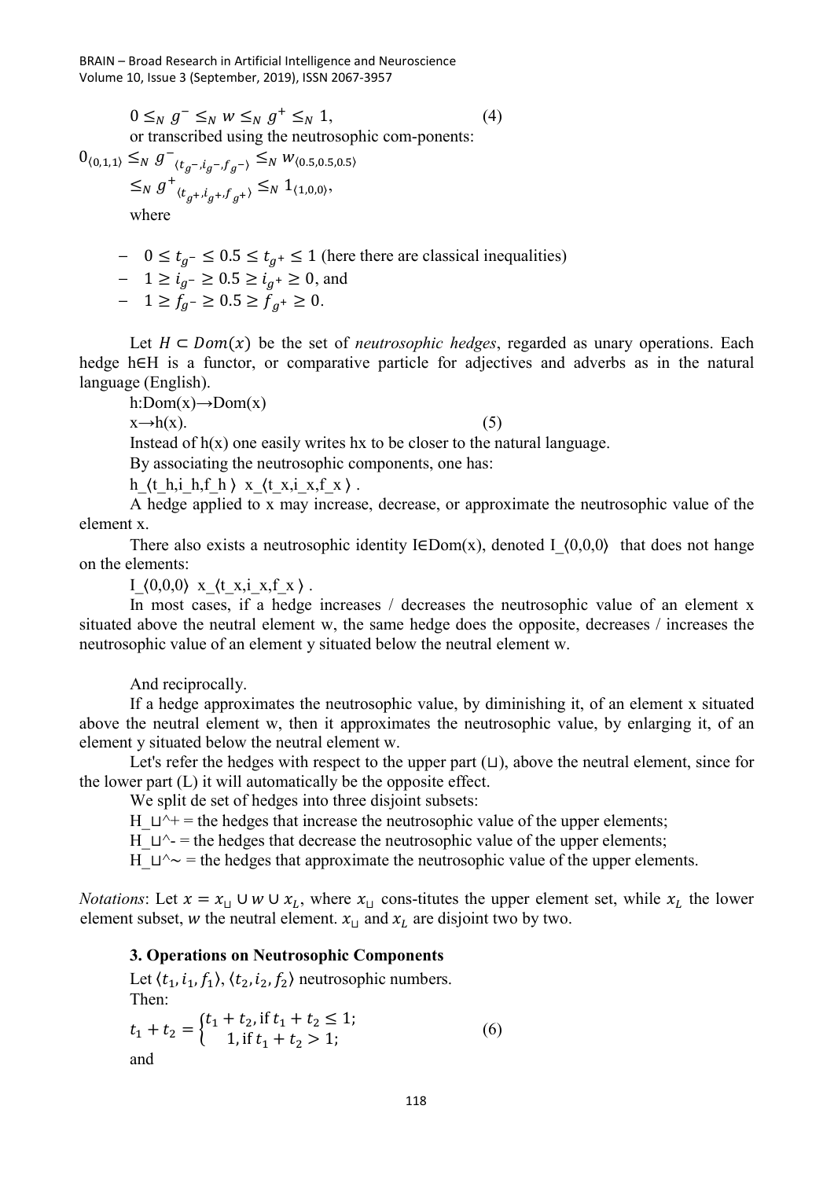$$0 \leq_N g^- \leq_N w \leq_N g^+ \leq_N 1, \quad (4)$$

or transcribed using the neutrosophic com-ponents:

$$0_{\langle 0,1,1\rangle} \leq_N g^-_{\langle t_{g^-}, i_{g^-}, f_{g^-}\rangle} \leq_N w_{\langle 0.5,0.5,0.5\rangle}$$
$$\leq_N g^+_{\langle t_{g^+}, i_{g^+}, f_{g^+}\rangle} \leq_N 1_{\langle 1,0,0\rangle},$$

where

- $0 \leq t_{g^-} \leq 0.5 \leq t_{g^+} \leq 1$ (here there are classical inequalities)
- $1 \geq i_{g^-} \geq 0.5 \geq i_{g^+} \geq 0$, and
- $1 \geq f_{g^-} \geq 0.5 \geq f_{g^+} \geq 0$.

Let $H \subset Dom(x)$ be the set of *neutrosophic hedges*, regarded as unary operations. Each hedge h∈H is a functor, or comparative particle for adjectives and adverbs as in the natural language (English).

$$h: Dom(x) \rightarrow Dom(x)$$
$$x \rightarrow h(x). \quad (5)$$

Instead of h(x) one easily writes hx to be closer to the natural language.

By associating the neutrosophic components, one has:

$h_{\langle t_h, i_h, f_h\rangle}\ x_{\langle t_x, i_x, f_x\rangle}$.

A hedge applied to x may increase, decrease, or approximate the neutrosophic value of the element x.

There also exists a neutrosophic identity I∈Dom(x), denoted $I_{\langle 0,0,0\rangle}$ that does not hange on the elements:

$I_{\langle 0,0,0\rangle}\ x_{\langle t_x, i_x, f_x\rangle}$.

In most cases, if a hedge increases / decreases the neutrosophic value of an element x situated above the neutral element w, the same hedge does the opposite, decreases / increases the neutrosophic value of an element y situated below the neutral element w.

And reciprocally.

If a hedge approximates the neutrosophic value, by diminishing it, of an element x situated above the neutral element w, then it approximates the neutrosophic value, by enlarging it, of an element y situated below the neutral element w.

Let's refer the hedges with respect to the upper part (⊔), above the neutral element, since for the lower part (L) it will automatically be the opposite effect.

We split de set of hedges into three disjoint subsets:

$H_{\sqcup}^{+}$ = the hedges that increase the neutrosophic value of the upper elements;

$H_{\sqcup}^{-}$ = the hedges that decrease the neutrosophic value of the upper elements;

$H_{\sqcup}^{\sim}$ = the hedges that approximate the neutrosophic value of the upper elements.

*Notations*: Let $x = x_{\sqcup} \cup w \cup x_L$, where $x_{\sqcup}$ cons-titutes the upper element set, while $x_L$ the lower element subset, $w$ the neutral element. $x_{\sqcup}$ and $x_L$ are disjoint two by two.

### 3. Operations on Neutrosophic Components

Let $\langle t_1, i_1, f_1\rangle$, $\langle t_2, i_2, f_2\rangle$ neutrosophic numbers.

Then:

$$t_1 + t_2 = \begin{cases} t_1 + t_2, \text{if } t_1 + t_2 \leq 1; \\ 1, \text{if } t_1 + t_2 > 1; \end{cases} \quad (6)$$

and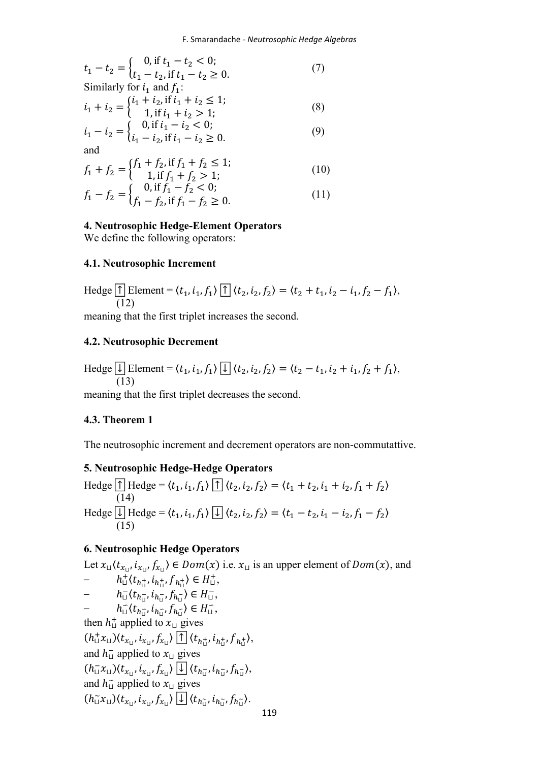$$t_1 - t_2 = \begin{cases} 0, \text{if } t_1 - t_2 < 0; \\ t_1 - t_2, \text{if } t_1 - t_2 \geq 0. \end{cases} \quad (7)$$

Similarly for $i_1$ and $f_1$:

$$i_1 + i_2 = \begin{cases} i_1 + i_2, \text{if } i_1 + i_2 \leq 1; \\ 1, \text{if } i_1 + i_2 > 1; \end{cases} \quad (8)$$

$$i_1 - i_2 = \begin{cases} 0, \text{if } i_1 - i_2 < 0; \\ i_1 - i_2, \text{if } i_1 - i_2 \geq 0. \end{cases} \quad (9)$$

and

$$f_1 + f_2 = \begin{cases} f_1 + f_2, \text{if } f_1 + f_2 \leq 1; \\ 1, \text{if } f_1 + f_2 > 1; \end{cases} \quad (10)$$

$$f_1 - f_2 = \begin{cases} 0, \text{if } f_1 - f_2 < 0; \\ f_1 - f_2, \text{if } f_1 - f_2 \geq 0. \end{cases} \quad (11)$$

## 4. Neutrosophic Hedge-Element Operators

We define the following operators:

### 4.1. Neutrosophic Increment

Hedge $\boxed{\uparrow}$ Element = $\langle t_1, i_1, f_1 \rangle \boxed{\uparrow} \langle t_2, i_2, f_2 \rangle = \langle t_2 + t_1, i_2 - i_1, f_2 - f_1 \rangle$, (12)

meaning that the first triplet increases the second.

### 4.2. Neutrosophic Decrement

Hedge $\boxed{\downarrow}$ Element = $\langle t_1, i_1, f_1 \rangle \boxed{\downarrow} \langle t_2, i_2, f_2 \rangle = \langle t_2 - t_1, i_2 + i_1, f_2 + f_1 \rangle$, (13)

meaning that the first triplet decreases the second.

### 4.3. Theorem 1

The neutrosophic increment and decrement operators are non-commutattive.

## 5. Neutrosophic Hedge-Hedge Operators

Hedge $\boxed{\uparrow}$ Hedge = $\langle t_1, i_1, f_1 \rangle \boxed{\uparrow} \langle t_2, i_2, f_2 \rangle = \langle t_1 + t_2, i_1 + i_2, f_1 + f_2 \rangle$ (14)

Hedge $\boxed{\downarrow}$ Hedge = $\langle t_1, i_1, f_1 \rangle \boxed{\downarrow} \langle t_2, i_2, f_2 \rangle = \langle t_1 - t_2, i_1 - i_2, f_1 - f_2 \rangle$ (15)

## 6. Neutrosophic Hedge Operators

Let $x_{\sqcup} \langle t_{x_{\sqcup}}, i_{x_{\sqcup}}, f_{x_{\sqcup}} \rangle \in Dom(x)$ i.e. $x_{\sqcup}$ is an upper element of $Dom(x)$, and

- $h_{\sqcup}^{+} \langle t_{h_{\sqcup}^{+}}, i_{h_{\sqcup}^{+}}, f_{h_{\sqcup}^{+}} \rangle \in H_{\sqcup}^{+}$,
- $h_{\sqcup}^{-} \langle t_{h_{\sqcup}^{-}}, i_{h_{\sqcup}^{-}}, f_{h_{\sqcup}^{-}} \rangle \in H_{\sqcup}^{-}$,
- $h_{\sqcup}^{\sim} \langle t_{h_{\sqcup}^{\sim}}, i_{h_{\sqcup}^{\sim}}, f_{h_{\sqcup}^{\sim}} \rangle \in H_{\sqcup}^{\sim}$,

then $h_{\sqcup}^{+}$ applied to $x_{\sqcup}$ gives

$(h_{\sqcup}^{+} x_{\sqcup}) \langle t_{x_{\sqcup}}, i_{x_{\sqcup}}, f_{x_{\sqcup}} \rangle \boxed{\uparrow} \langle t_{h_{\sqcup}^{+}}, i_{h_{\sqcup}^{+}}, f_{h_{\sqcup}^{+}} \rangle$,

and $h_{\sqcup}^{-}$ applied to $x_{\sqcup}$ gives

$(h_{\sqcup}^{-} x_{\sqcup}) \langle t_{x_{\sqcup}}, i_{x_{\sqcup}}, f_{x_{\sqcup}} \rangle \boxed{\downarrow} \langle t_{h_{\sqcup}^{-}}, i_{h_{\sqcup}^{-}}, f_{h_{\sqcup}^{-}} \rangle$,

and $h_{\sqcup}^{\sim}$ applied to $x_{\sqcup}$ gives

$(h_{\sqcup}^{\sim} x_{\sqcup}) \langle t_{x_{\sqcup}}, i_{x_{\sqcup}}, f_{x_{\sqcup}} \rangle \boxed{\downarrow} \langle t_{h_{\sqcup}^{\sim}}, i_{h_{\sqcup}^{\sim}}, f_{h_{\sqcup}^{\sim}} \rangle$.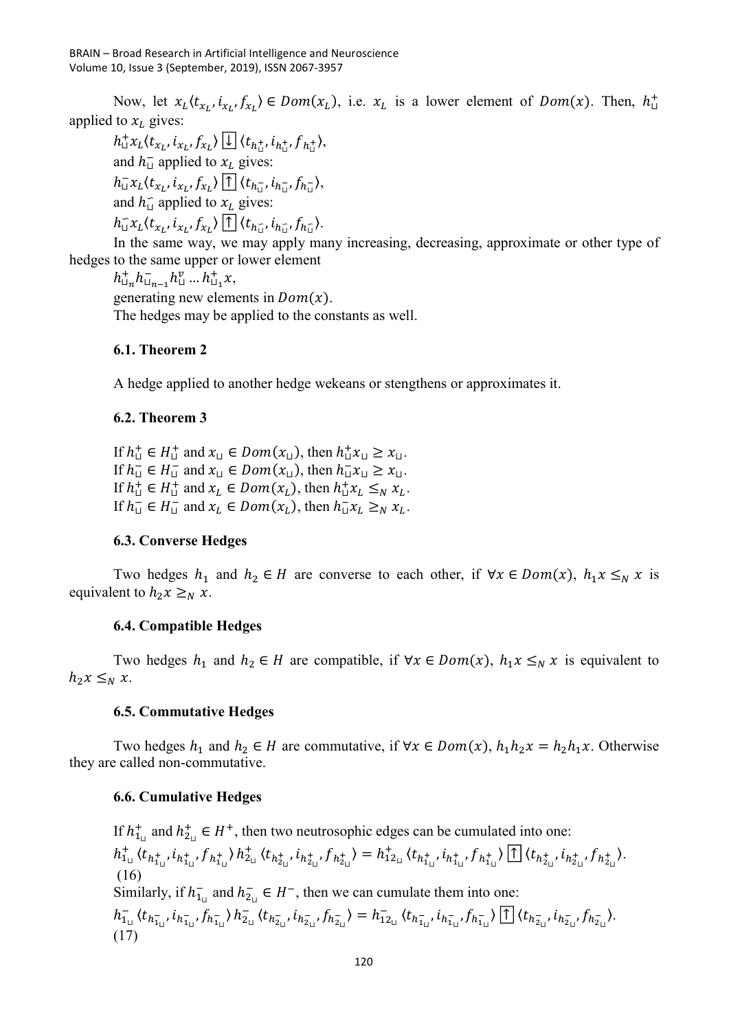Now, let $x_L\langle t_{x_L}, i_{x_L}, f_{x_L}\rangle \in Dom(x_L)$, i.e. $x_L$ is a lower element of $Dom(x)$. Then, $h_{\sqcup}^{+}$ applied to $x_L$ gives:

$h_{\sqcup}^{+} x_L\langle t_{x_L}, i_{x_L}, f_{x_L}\rangle \boxed{\downarrow} \langle t_{h_{\sqcup}^{+}}, i_{h_{\sqcup}^{+}}, f_{h_{\sqcup}^{+}}\rangle$,

and $h_{\sqcup}^{-}$ applied to $x_L$ gives:

$h_{\sqcup}^{-} x_L\langle t_{x_L}, i_{x_L}, f_{x_L}\rangle \boxed{\uparrow} \langle t_{h_{\sqcup}^{-}}, i_{h_{\sqcup}^{-}}, f_{h_{\sqcup}^{-}}\rangle$,

and $h_{\sqcup}^{\breve{}}$ applied to $x_L$ gives:

$h_{\sqcup}^{\breve{}} x_L\langle t_{x_L}, i_{x_L}, f_{x_L}\rangle \boxed{\uparrow} \langle t_{h_{\sqcup}^{\breve{}}}, i_{h_{\sqcup}^{\breve{}}}, f_{h_{\sqcup}^{\breve{}}}\rangle$.

In the same way, we may apply many increasing, decreasing, approximate or other type of hedges to the same upper or lower element

$h_{\sqcup_n}^{+} h_{\sqcup_{n-1}}^{-} h_{\sqcup}^{v} \ldots h_{\sqcup_1}^{+} x$,

generating new elements in $Dom(x)$.

The hedges may be applied to the constants as well.

### 6.1. Theorem 2

A hedge applied to another hedge wekeans or stengthens or approximates it.

### 6.2. Theorem 3

If $h_{\sqcup}^{+} \in H_{\sqcup}^{+}$ and $x_{\sqcup} \in Dom(x_{\sqcup})$, then $h_{\sqcup}^{+} x_{\sqcup} \geq x_{\sqcup}$.
If $h_{\sqcup}^{-} \in H_{\sqcup}^{-}$ and $x_{\sqcup} \in Dom(x_{\sqcup})$, then $h_{\sqcup}^{-} x_{\sqcup} \geq x_{\sqcup}$.
If $h_{\sqcup}^{+} \in H_{\sqcup}^{+}$ and $x_L \in Dom(x_L)$, then $h_{\sqcup}^{+} x_L \leq_N x_L$.
If $h_{\sqcup}^{-} \in H_{\sqcup}^{-}$ and $x_L \in Dom(x_L)$, then $h_{\sqcup}^{-} x_L \geq_N x_L$.

### 6.3. Converse Hedges

Two hedges $h_1$ and $h_2 \in H$ are converse to each other, if $\forall x \in Dom(x)$, $h_1 x \leq_N x$ is equivalent to $h_2 x \geq_N x$.

### 6.4. Compatible Hedges

Two hedges $h_1$ and $h_2 \in H$ are compatible, if $\forall x \in Dom(x)$, $h_1 x \leq_N x$ is equivalent to $h_2 x \leq_N x$.

### 6.5. Commutative Hedges

Two hedges $h_1$ and $h_2 \in H$ are commutative, if $\forall x \in Dom(x)$, $h_1 h_2 x = h_2 h_1 x$. Otherwise they are called non-commutative.

### 6.6. Cumulative Hedges

If $h_{1_{\sqcup}}^{+}$ and $h_{2_{\sqcup}}^{+} \in H^{+}$, then two neutrosophic edges can be cumulated into one:

$$h_{1_{\sqcup}}^{+}\langle t_{h_{1_{\sqcup}}^{+}}, i_{h_{1_{\sqcup}}^{+}}, f_{h_{1_{\sqcup}}^{+}}\rangle h_{2_{\sqcup}}^{+}\langle t_{h_{2_{\sqcup}}^{+}}, i_{h_{2_{\sqcup}}^{+}}, f_{h_{2_{\sqcup}}^{+}}\rangle = h_{12_{\sqcup}}^{+}\langle t_{h_{1_{\sqcup}}^{+}}, i_{h_{1_{\sqcup}}^{+}}, f_{h_{1_{\sqcup}}^{+}}\rangle \boxed{\uparrow} \langle t_{h_{2_{\sqcup}}^{+}}, i_{h_{2_{\sqcup}}^{+}}, f_{h_{2_{\sqcup}}^{+}}\rangle. \quad (16)$$

Similarly, if $h_{1_{\sqcup}}^{-}$ and $h_{2_{\sqcup}}^{-} \in H^{-}$, then we can cumulate them into one:

$$h_{1_{\sqcup}}^{-}\langle t_{h_{1_{\sqcup}}^{-}}, i_{h_{1_{\sqcup}}^{-}}, f_{h_{1_{\sqcup}}^{-}}\rangle h_{2_{\sqcup}}^{-}\langle t_{h_{2_{\sqcup}}^{-}}, i_{h_{2_{\sqcup}}^{-}}, f_{h_{2_{\sqcup}}^{-}}\rangle = h_{12_{\sqcup}}^{-}\langle t_{h_{1_{\sqcup}}^{-}}, i_{h_{1_{\sqcup}}^{-}}, f_{h_{1_{\sqcup}}^{-}}\rangle \boxed{\uparrow} \langle t_{h_{2_{\sqcup}}^{-}}, i_{h_{2_{\sqcup}}^{-}}, f_{h_{2_{\sqcup}}^{-}}\rangle. \quad (17)$$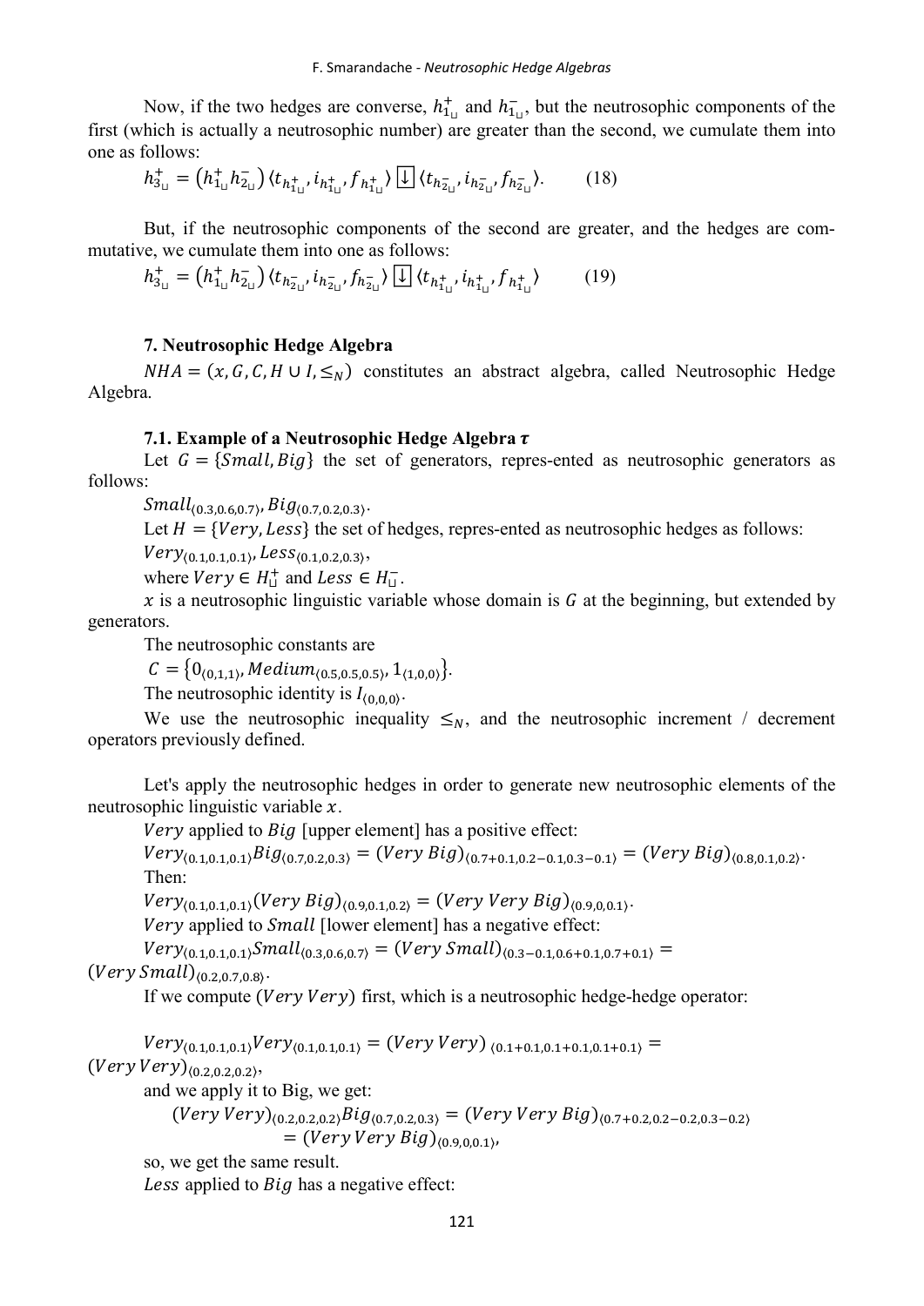Now, if the two hedges are converse, $h^{+}_{1_{\sqcup}}$ and $h^{-}_{1_{\sqcup}}$, but the neutrosophic components of the first (which is actually a neutrosophic number) are greater than the second, we cumulate them into one as follows:

$$h^{+}_{3_{\sqcup}} = \left(h^{+}_{1_{\sqcup}} h^{-}_{2_{\sqcup}}\right) \langle t_{h^{+}_{1_{\sqcup}}}, i_{h^{+}_{1_{\sqcup}}}, f_{h^{+}_{1_{\sqcup}}} \rangle \boxed{\downarrow} \langle t_{h^{-}_{2_{\sqcup}}}, i_{h^{-}_{2_{\sqcup}}}, f_{h^{-}_{2_{\sqcup}}} \rangle. \qquad (18)$$

But, if the neutrosophic components of the second are greater, and the hedges are commutative, we cumulate them into one as follows:

$$h^{+}_{3_{\sqcup}} = \left(h^{+}_{1_{\sqcup}} h^{-}_{2_{\sqcup}}\right) \langle t_{h^{-}_{2_{\sqcup}}}, i_{h^{-}_{2_{\sqcup}}}, f_{h^{-}_{2_{\sqcup}}} \rangle \boxed{\downarrow} \langle t_{h^{+}_{1_{\sqcup}}}, i_{h^{+}_{1_{\sqcup}}}, f_{h^{+}_{1_{\sqcup}}} \rangle \qquad (19)$$

### 7. Neutrosophic Hedge Algebra

$NHA = (x, G, C, H \cup I, \leq_N)$ constitutes an abstract algebra, called Neutrosophic Hedge Algebra.

#### 7.1. Example of a Neutrosophic Hedge Algebra $\tau$

Let $G = \{Small, Big\}$ the set of generators, repres-ented as neutrosophic generators as follows:

$Small_{\langle 0.3,0.6,0.7\rangle}, Big_{\langle 0.7,0.2,0.3\rangle}$.

Let $H = \{Very, Less\}$ the set of hedges, repres-ented as neutrosophic hedges as follows:

$Very_{\langle 0.1,0.1,0.1\rangle}, Less_{\langle 0.1,0.2,0.3\rangle}$,

where $Very \in H^{+}_{\sqcup}$ and $Less \in H^{-}_{\sqcup}$.

$x$ is a neutrosophic linguistic variable whose domain is $G$ at the beginning, but extended by generators.

The neutrosophic constants are

$C = \{0_{\langle 0,1,1\rangle}, Medium_{\langle 0.5,0.5,0.5\rangle}, 1_{\langle 1,0,0\rangle}\}$.

The neutrosophic identity is $I_{\langle 0,0,0\rangle}$.

We use the neutrosophic inequality $\leq_N$, and the neutrosophic increment / decrement operators previously defined.

Let's apply the neutrosophic hedges in order to generate new neutrosophic elements of the neutrosophic linguistic variable $x$.

$Very$ applied to $Big$ [upper element] has a positive effect:

$Very_{\langle 0.1,0.1,0.1\rangle} Big_{\langle 0.7,0.2,0.3\rangle} = (Very\ Big)_{\langle 0.7+0.1,0.2-0.1,0.3-0.1\rangle} = (Very\ Big)_{\langle 0.8,0.1,0.2\rangle}$.

Then:

$Very_{\langle 0.1,0.1,0.1\rangle} (Very\ Big)_{\langle 0.9,0.1,0.2\rangle} = (Very\ Very\ Big)_{\langle 0.9,0,0.1\rangle}$.

$Very$ applied to $Small$ [lower element] has a negative effect:

$Very_{\langle 0.1,0.1,0.1\rangle} Small_{\langle 0.3,0.6,0.7\rangle} = (Very\ Small)_{\langle 0.3-0.1,0.6+0.1,0.7+0.1\rangle} = (Very\ Small)_{\langle 0.2,0.7,0.8\rangle}$.

If we compute $(Very\ Very)$ first, which is a neutrosophic hedge-hedge operator:

$Very_{\langle 0.1,0.1,0.1\rangle} Very_{\langle 0.1,0.1,0.1\rangle} = (Very\ Very)_{\langle 0.1+0.1,0.1+0.1,0.1+0.1\rangle} = (Very\ Very)_{\langle 0.2,0.2,0.2\rangle}$,

and we apply it to Big, we get:

$$(Very\ Very)_{\langle 0.2,0.2,0.2\rangle} Big_{\langle 0.7,0.2,0.3\rangle} = (Very\ Very\ Big)_{\langle 0.7+0.2,0.2-0.2,0.3-0.2\rangle} = (Very\ Very\ Big)_{\langle 0.9,0,0.1\rangle},$$

so, we get the same result.

$Less$ applied to $Big$ has a negative effect: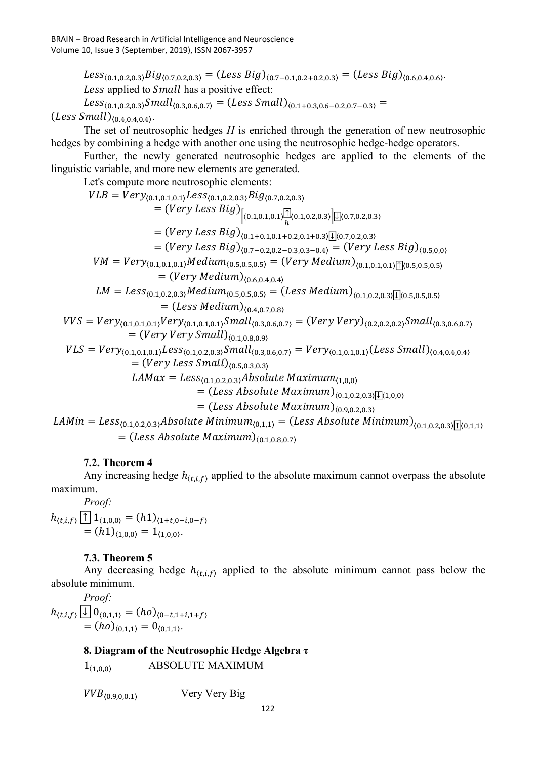$Less_{\langle 0.1,0.2,0.3\rangle}Big_{\langle 0.7,0.2,0.3\rangle} = (Less\ Big)_{\langle 0.7-0.1,0.2+0.2,0.3\rangle} = (Less\ Big)_{\langle 0.6,0.4,0.6\rangle}$.

$Less$ applied to $Small$ has a positive effect:

$Less_{\langle 0.1,0.2,0.3\rangle}Small_{\langle 0.3,0.6,0.7\rangle} = (Less\ Small)_{\langle 0.1+0.3,0.6-0.2,0.7-0.3\rangle} = (Less\ Small)_{\langle 0.4,0.4,0.4\rangle}$.

The set of neutrosophic hedges $H$ is enriched through the generation of new neutrosophic hedges by combining a hedge with another one using the neutrosophic hedge-hedge operators.

Further, the newly generated neutrosophic hedges are applied to the elements of the linguistic variable, and more new elements are generated.

Let's compute more neutrosophic elements:

$$
\begin{aligned}
VLB = Very_{\langle 0.1,0.1,0.1\rangle}Less_{\langle 0.1,0.2,0.3\rangle}Big_{\langle 0.7,0.2,0.3\rangle} &= (Very\ Less\ Big)_{\left[\langle 0.1,0.1,0.1\rangle \underset{h}{\boxed{\uparrow}} \langle 0.1,0.2,0.3\rangle\right]\boxed{\downarrow}\langle 0.7,0.2,0.3\rangle} \\
&= (Very\ Less\ Big)_{\langle 0.1+0.1,0.1+0.2,0.1+0.3\rangle\boxed{\downarrow}\langle 0.7,0.2,0.3\rangle} \\
&= (Very\ Less\ Big)_{\langle 0.7-0.2,0.2-0.3,0.3-0.4\rangle} = (Very\ Less\ Big)_{\langle 0.5,0,0\rangle}
\end{aligned}
$$

$$
\begin{aligned}
VM = Very_{\langle 0.1,0.1,0.1\rangle}Medium_{\langle 0.5,0.5,0.5\rangle} &= (Very\ Medium)_{\langle 0.1,0.1,0.1\rangle\boxed{\uparrow}\langle 0.5,0.5,0.5\rangle} \\
&= (Very\ Medium)_{\langle 0.6,0.4,0.4\rangle}
\end{aligned}
$$

$$
\begin{aligned}
LM = Less_{\langle 0.1,0.2,0.3\rangle}Medium_{\langle 0.5,0.5,0.5\rangle} &= (Less\ Medium)_{\langle 0.1,0.2,0.3\rangle\boxed{\downarrow}\langle 0.5,0.5,0.5\rangle} \\
&= (Less\ Medium)_{\langle 0.4,0.7,0.8\rangle}
\end{aligned}
$$

$$
\begin{aligned}
VVS = Very_{\langle 0.1,0.1,0.1\rangle}Very_{\langle 0.1,0.1,0.1\rangle}Small_{\langle 0.3,0.6,0.7\rangle} &= (Very\ Very)_{\langle 0.2,0.2,0.2\rangle}Small_{\langle 0.3,0.6,0.7\rangle} \\
&= (Very\ Very\ Small)_{\langle 0.1,0.8,0.9\rangle}
\end{aligned}
$$

$$
\begin{aligned}
VLS = Very_{\langle 0.1,0.1,0.1\rangle}Less_{\langle 0.1,0.2,0.3\rangle}Small_{\langle 0.3,0.6,0.7\rangle} &= Very_{\langle 0.1,0.1,0.1\rangle}(Less\ Small)_{\langle 0.4,0.4,0.4\rangle} \\
&= (Very\ Less\ Small)_{\langle 0.5,0.3,0.3\rangle}
\end{aligned}
$$

$$
\begin{aligned}
LAMax = Less_{\langle 0.1,0.2,0.3\rangle}Absolute\ Maximum_{\langle 1,0,0\rangle} &= (Less\ Absolute\ Maximum)_{\langle 0.1,0.2,0.3\rangle\boxed{\downarrow}\langle 1,0,0\rangle} \\
&= (Less\ Absolute\ Maximum)_{\langle 0.9,0.2,0.3\rangle}
\end{aligned}
$$

$$
\begin{aligned}
LAMin = Less_{\langle 0.1,0.2,0.3\rangle}Absolute\ Minimum_{\langle 0,1,1\rangle} &= (Less\ Absolute\ Minimum)_{\langle 0.1,0.2,0.3\rangle\boxed{\uparrow}\langle 0,1,1\rangle} \\
&= (Less\ Absolute\ Maximum)_{\langle 0.1,0.8,0.7\rangle}
\end{aligned}
$$

### 7.2. Theorem 4

Any increasing hedge $h_{\langle t,i,f\rangle}$ applied to the absolute maximum cannot overpass the absolute maximum.

*Proof:*

$$
\begin{aligned}
h_{\langle t,i,f\rangle}\ \boxed{\uparrow}\ 1_{\langle 1,0,0\rangle} &= (h1)_{\langle 1+t,0-i,0-f\rangle} \\
&= (h1)_{\langle 1,0,0\rangle} = 1_{\langle 1,0,0\rangle}.
\end{aligned}
$$

### 7.3. Theorem 5

Any decreasing hedge $h_{\langle t,i,f\rangle}$ applied to the absolute minimum cannot pass below the absolute minimum.

*Proof:*

$$
\begin{aligned}
h_{\langle t,i,f\rangle}\ \boxed{\downarrow}\ 0_{\langle 0,1,1\rangle} &= (ho)_{\langle 0-t,1+i,1+f\rangle} \\
&= (ho)_{\langle 0,1,1\rangle} = 0_{\langle 0,1,1\rangle}.
\end{aligned}
$$

### 8. Diagram of the Neutrosophic Hedge Algebra τ

$1_{\langle 1,0,0\rangle}$ ABSOLUTE MAXIMUM

$VVB_{\langle 0.9,0,0.1\rangle}$ Very Very Big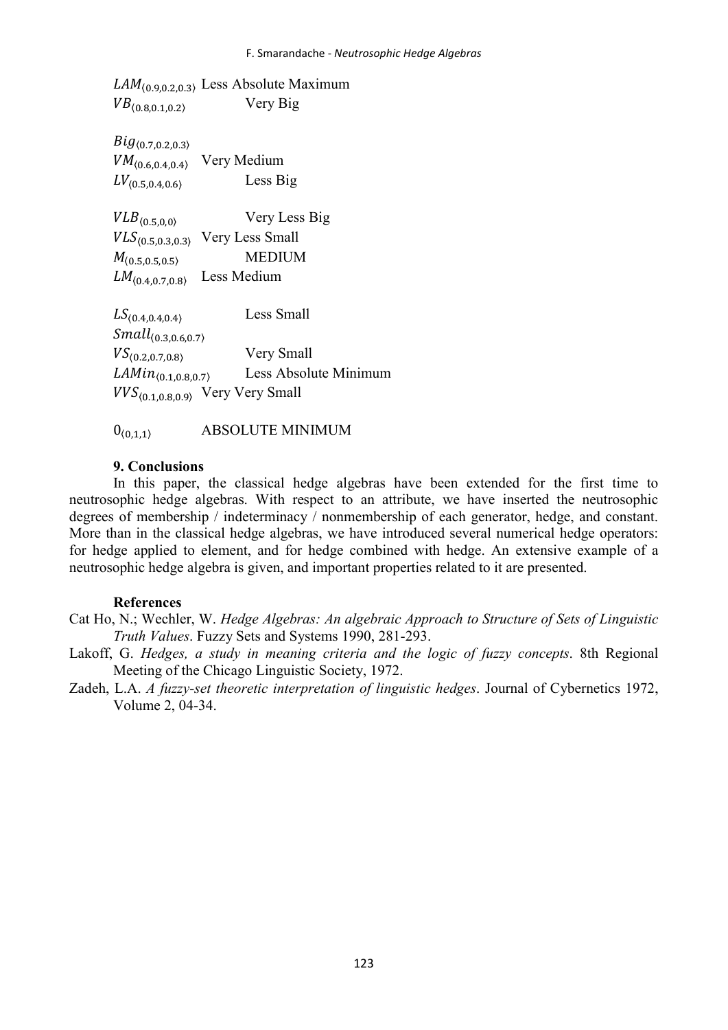$LAM_{\langle 0.9,0.2,0.3 \rangle}$ Less Absolute Maximum
$VB_{\langle 0.8,0.1,0.2 \rangle}$ Very Big

$Big_{\langle 0.7,0.2,0.3 \rangle}$
$VM_{\langle 0.6,0.4,0.4 \rangle}$ Very Medium
$LV_{\langle 0.5,0.4,0.6 \rangle}$ Less Big

$VLB_{\langle 0.5,0,0 \rangle}$ Very Less Big
$VLS_{\langle 0.5,0.3,0.3 \rangle}$ Very Less Small
$M_{\langle 0.5,0.5,0.5 \rangle}$ MEDIUM
$LM_{\langle 0.4,0.7,0.8 \rangle}$ Less Medium

$LS_{\langle 0.4,0.4,0.4 \rangle}$ Less Small
$Small_{\langle 0.3,0.6,0.7 \rangle}$
$VS_{\langle 0.2,0.7,0.8 \rangle}$ Very Small
$LAMin_{\langle 0.1,0.8,0.7 \rangle}$ Less Absolute Minimum
$VVS_{\langle 0.1,0.8,0.9 \rangle}$ Very Very Small

$0_{\langle 0,1,1 \rangle}$ ABSOLUTE MINIMUM

## 9. Conclusions

In this paper, the classical hedge algebras have been extended for the first time to neutrosophic hedge algebras. With respect to an attribute, we have inserted the neutrosophic degrees of membership / indeterminacy / nonmembership of each generator, hedge, and constant. More than in the classical hedge algebras, we have introduced several numerical hedge operators: for hedge applied to element, and for hedge combined with hedge. An extensive example of a neutrosophic hedge algebra is given, and important properties related to it are presented.

## References

Cat Ho, N.; Wechler, W. *Hedge Algebras: An algebraic Approach to Structure of Sets of Linguistic Truth Values*. Fuzzy Sets and Systems 1990, 281-293.

Lakoff, G. *Hedges, a study in meaning criteria and the logic of fuzzy concepts*. 8th Regional Meeting of the Chicago Linguistic Society, 1972.

Zadeh, L.A. *A fuzzy-set theoretic interpretation of linguistic hedges*. Journal of Cybernetics 1972, Volume 2, 04-34.